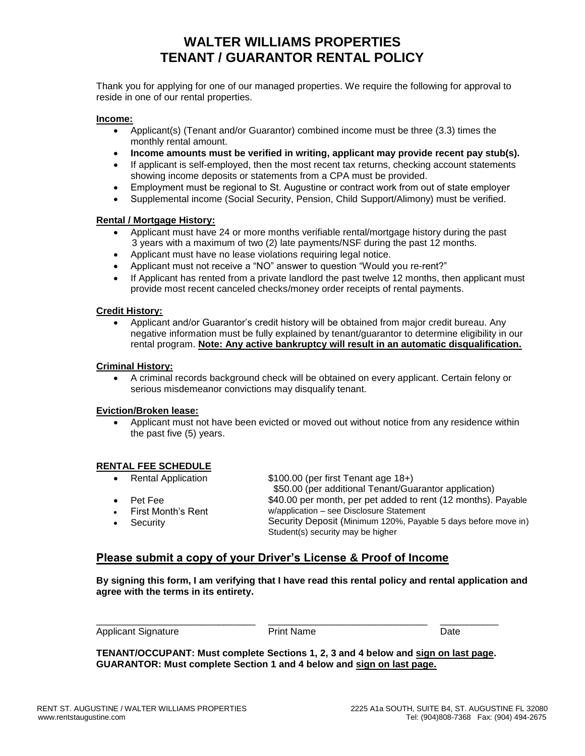# WALTER WILLIAMS PROPERTIES
# TENANT / GUARANTOR RENTAL POLICY

Thank you for applying for one of our managed properties. We require the following for approval to reside in one of our rental properties.

**Income:**

- Applicant(s) (Tenant and/or Guarantor) combined income must be three (3.3) times the monthly rental amount.
- **Income amounts must be verified in writing, applicant may provide recent pay stub(s).**
- If applicant is self-employed, then the most recent tax returns, checking account statements showing income deposits or statements from a CPA must be provided.
- Employment must be regional to St. Augustine or contract work from out of state employer
- Supplemental income (Social Security, Pension, Child Support/Alimony) must be verified.

**Rental / Mortgage History:**

- Applicant must have 24 or more months verifiable rental/mortgage history during the past 3 years with a maximum of two (2) late payments/NSF during the past 12 months.
- Applicant must have no lease violations requiring legal notice.
- Applicant must not receive a "NO" answer to question "Would you re-rent?"
- If Applicant has rented from a private landlord the past twelve 12 months, then applicant must provide most recent canceled checks/money order receipts of rental payments.

**Credit History:**

- Applicant and/or Guarantor's credit history will be obtained from major credit bureau. Any negative information must be fully explained by tenant/guarantor to determine eligibility in our rental program. **Note: Any active bankruptcy will result in an automatic disqualification.**

**Criminal History:**

- A criminal records background check will be obtained on every applicant. Certain felony or serious misdemeanor convictions may disqualify tenant.

**Eviction/Broken lease:**

- Applicant must not have been evicted or moved out without notice from any residence within the past five (5) years.

**RENTAL FEE SCHEDULE**

- Rental Application — $100.00 (per first Tenant age 18+)
  $50.00 (per additional Tenant/Guarantor application)
- Pet Fee — $40.00 per month, per pet added to rent (12 months). Payable w/application – see Disclosure Statement
- First Month's Rent
- Security — Security Deposit (Minimum 120%, Payable 5 days before move in) Student(s) security may be higher

## Please submit a copy of your Driver's License & Proof of Income

**By signing this form, I am verifying that I have read this rental policy and rental application and agree with the terms in its entirety.**

______________________________ ______________________________ ___________
Applicant Signature Print Name Date

**TENANT/OCCUPANT: Must complete Sections 1, 2, 3 and 4 below and sign on last page.**
**GUARANTOR: Must complete Section 1 and 4 below and sign on last page.**

RENT ST. AUGUSTINE / WALTER WILLIAMS PROPERTIES
www.rentstaugustine.com
2225 A1a SOUTH, SUITE B4, ST. AUGUSTINE FL 32080
Tel: (904)808-7368 Fax: (904) 494-2675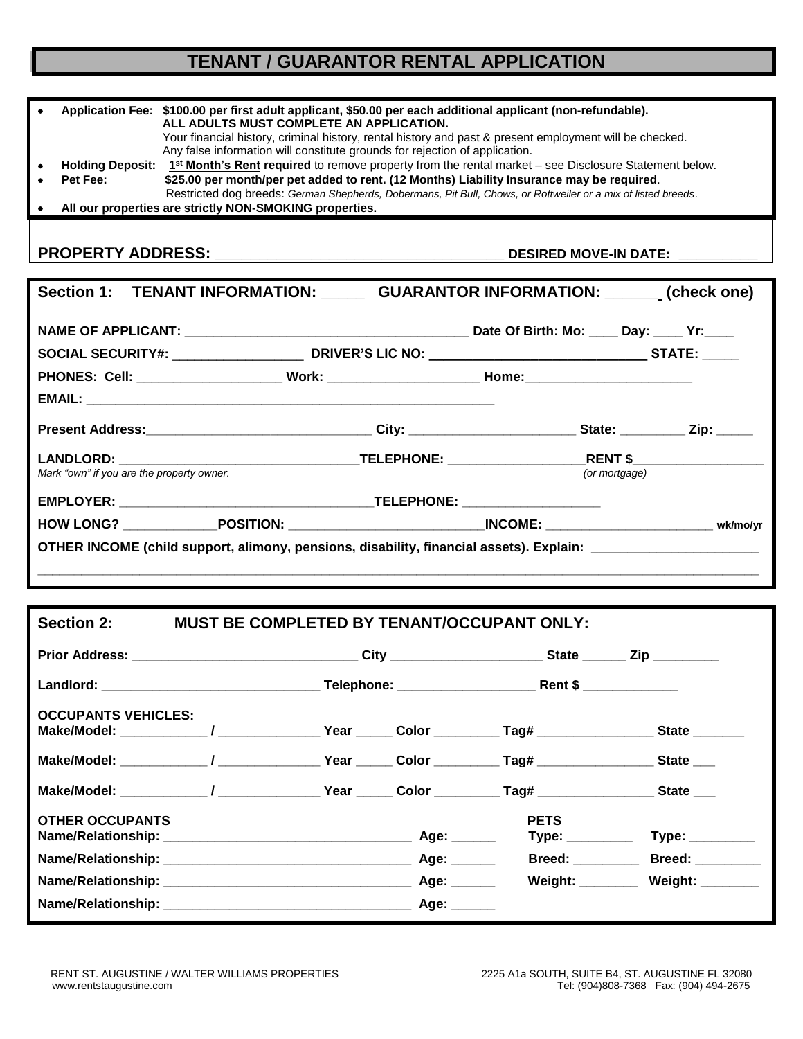# TENANT / GUARANTOR RENTAL APPLICATION

- **Application Fee: $100.00 per first adult applicant, $50.00 per each additional applicant (non-refundable).**
  **ALL ADULTS MUST COMPLETE AN APPLICATION.**
  Your financial history, criminal history, rental history and past & present employment will be checked.
  Any false information will constitute grounds for rejection of application.
- **Holding Deposit: 1st Month's Rent required** to remove property from the rental market – see Disclosure Statement below.
- **Pet Fee: $25.00 per month/per pet added to rent. (12 Months) Liability Insurance may be required**.
  Restricted dog breeds: *German Shepherds, Dobermans, Pit Bull, Chows, or Rottweiler or a mix of listed breeds*.
- **All our properties are strictly NON-SMOKING properties.**

**PROPERTY ADDRESS:** ____________________________________ **DESIRED MOVE-IN DATE:** __________

## Section 1: TENANT INFORMATION: _____ GUARANTOR INFORMATION: ______ (check one)

**NAME OF APPLICANT:** ______________________________________ **Date Of Birth: Mo:** ____ **Day:** ____ **Yr:**____

**SOCIAL SECURITY#:** _________________ **DRIVER'S LIC NO:** _____________________________ **STATE:** _____

**PHONES: Cell:** ____________________ **Work:** _____________________ **Home:**_______________________

**EMAIL:** ____________________________________________________________

**Present Address:**_______________________________ **City:** _______________________ **State:** _________ **Zip:** _____

**LANDLORD:** _________________________________**TELEPHONE:** __________________**RENT $**__________________
*Mark "own" if you are the property owner.* *(or mortgage)*

**EMPLOYER:** ___________________________________**TELEPHONE:** ___________________

**HOW LONG?** _____________**POSITION:** ___________________________**INCOME:** _______________________ **wk/mo/yr**

**OTHER INCOME (child support, alimony, pensions, disability, financial assets). Explain:** ______________________

______________________________________________________________________________________________

## Section 2: MUST BE COMPLETED BY TENANT/OCCUPANT ONLY:

**Prior Address:** _______________________________ **City** _____________________ **State** ______ **Zip** _________

**Landlord:** ______________________________ **Telephone:** __________________ **Rent $** _____________

**OCCUPANTS VEHICLES:**

**Make/Model:** ____________ / ______________ **Year** _____ **Color** _________ **Tag#** ________________ **State** _______

**Make/Model:** ____________ / ______________ **Year** _____ **Color** _________ **Tag#** ________________ **State** ___

**Make/Model:** ____________ / ______________ **Year** _____ **Color** _________ **Tag#** ________________ **State** ___

**OTHER OCCUPANTS**

**Name/Relationship:** __________________________________ **Age:** ______

**Name/Relationship:** __________________________________ **Age:** ______

**Name/Relationship:** __________________________________ **Age:** ______

**Name/Relationship:** __________________________________ **Age:** ______

**PETS**

**Type:** _________ **Type:** _________

**Breed:** _________ **Breed:** _________

**Weight:** ________ **Weight:** ________

RENT ST. AUGUSTINE / WALTER WILLIAMS PROPERTIES
www.rentstaugustine.com

2225 A1a SOUTH, SUITE B4, ST. AUGUSTINE FL 32080
Tel: (904)808-7368 Fax: (904) 494-2675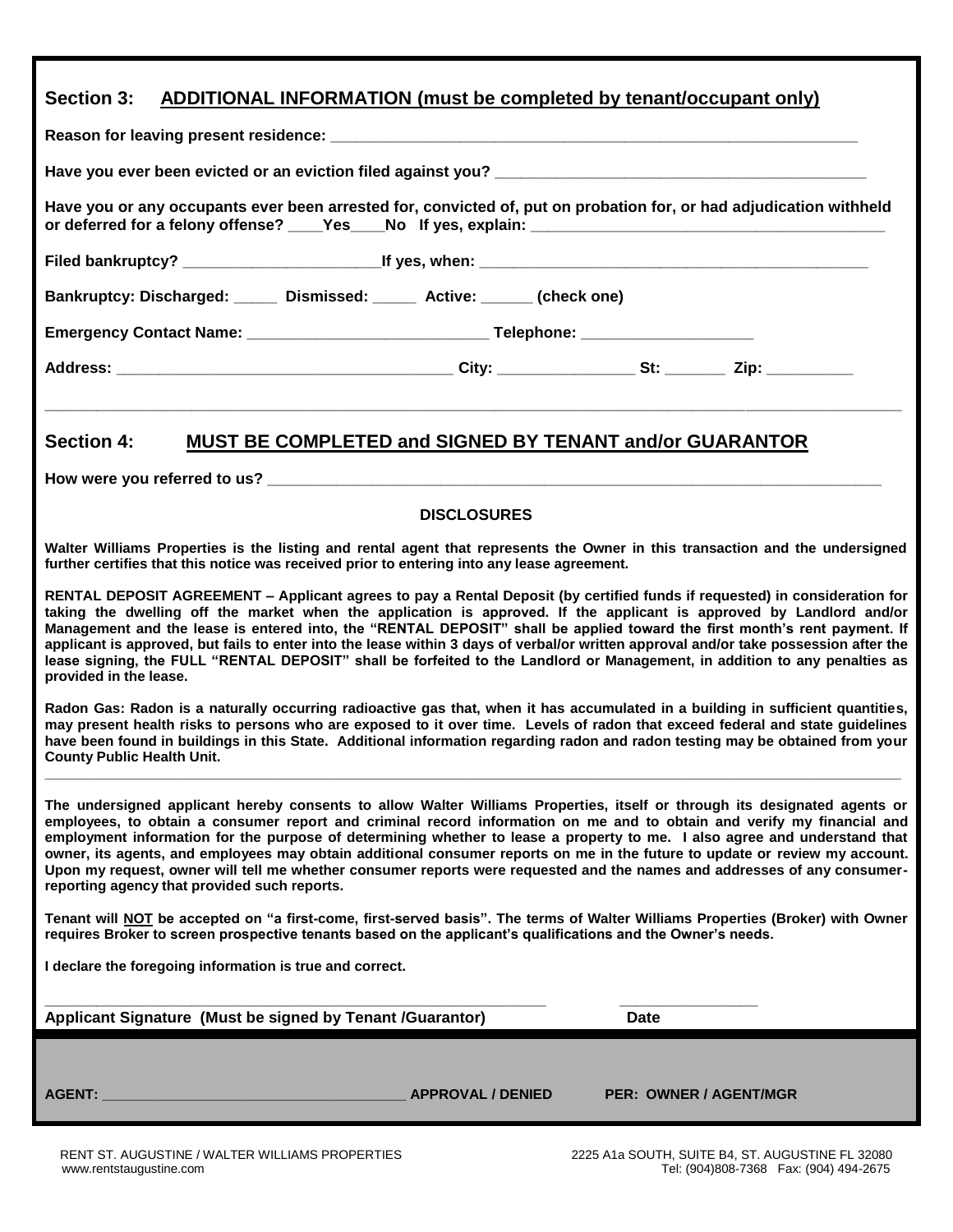## Section 3: ADDITIONAL INFORMATION (must be completed by tenant/occupant only)

**Reason for leaving present residence:** ______________________________________________________________

**Have you ever been evicted or an eviction filed against you?** ___________________________________________

**Have you or any occupants ever been arrested for, convicted of, put on probation for, or had adjudication withheld or deferred for a felony offense?** ____**Yes**____**No If yes, explain:** ________________________________________

**Filed bankruptcy?** ______________________**If yes, when:** ____________________________________________

**Bankruptcy: Discharged:** _____ **Dismissed:** _____ **Active:** ______ **(check one)**

**Emergency Contact Name:** ___________________________ **Telephone:** ___________________

**Address:** ______________________________________ **City:** _______________ **St:** _______ **Zip:** __________

---

## Section 4: MUST BE COMPLETED and SIGNED BY TENANT and/or GUARANTOR

**How were you referred to us?** ________________________________________________________________________

### DISCLOSURES

**Walter Williams Properties is the listing and rental agent that represents the Owner in this transaction and the undersigned further certifies that this notice was received prior to entering into any lease agreement.**

**RENTAL DEPOSIT AGREEMENT – Applicant agrees to pay a Rental Deposit (by certified funds if requested) in consideration for taking the dwelling off the market when the application is approved. If the applicant is approved by Landlord and/or Management and the lease is entered into, the "RENTAL DEPOSIT" shall be applied toward the first month's rent payment. If applicant is approved, but fails to enter into the lease within 3 days of verbal/or written approval and/or take possession after the lease signing, the FULL "RENTAL DEPOSIT" shall be forfeited to the Landlord or Management, in addition to any penalties as provided in the lease.**

**Radon Gas: Radon is a naturally occurring radioactive gas that, when it has accumulated in a building in sufficient quantities, may present health risks to persons who are exposed to it over time. Levels of radon that exceed federal and state guidelines have been found in buildings in this State. Additional information regarding radon and radon testing may be obtained from your County Public Health Unit.**

---

**The undersigned applicant hereby consents to allow Walter Williams Properties, itself or through its designated agents or employees, to obtain a consumer report and criminal record information on me and to obtain and verify my financial and employment information for the purpose of determining whether to lease a property to me. I also agree and understand that owner, its agents, and employees may obtain additional consumer reports on me in the future to update or review my account. Upon my request, owner will tell me whether consumer reports were requested and the names and addresses of any consumer-reporting agency that provided such reports.**

**Tenant will NOT be accepted on "a first-come, first-served basis". The terms of Walter Williams Properties (Broker) with Owner requires Broker to screen prospective tenants based on the applicant's qualifications and the Owner's needs.**

**I declare the foregoing information is true and correct.**

____________________________________________________________ ________________

**Applicant Signature (Must be signed by Tenant /Guarantor)** **Date**

**AGENT:** ____________________________________ **APPROVAL / DENIED** **PER: OWNER / AGENT/MGR**

RENT ST. AUGUSTINE / WALTER WILLIAMS PROPERTIES
www.rentstaugustine.com

2225 A1a SOUTH, SUITE B4, ST. AUGUSTINE FL 32080
Tel: (904)808-7368 Fax: (904) 494-2675